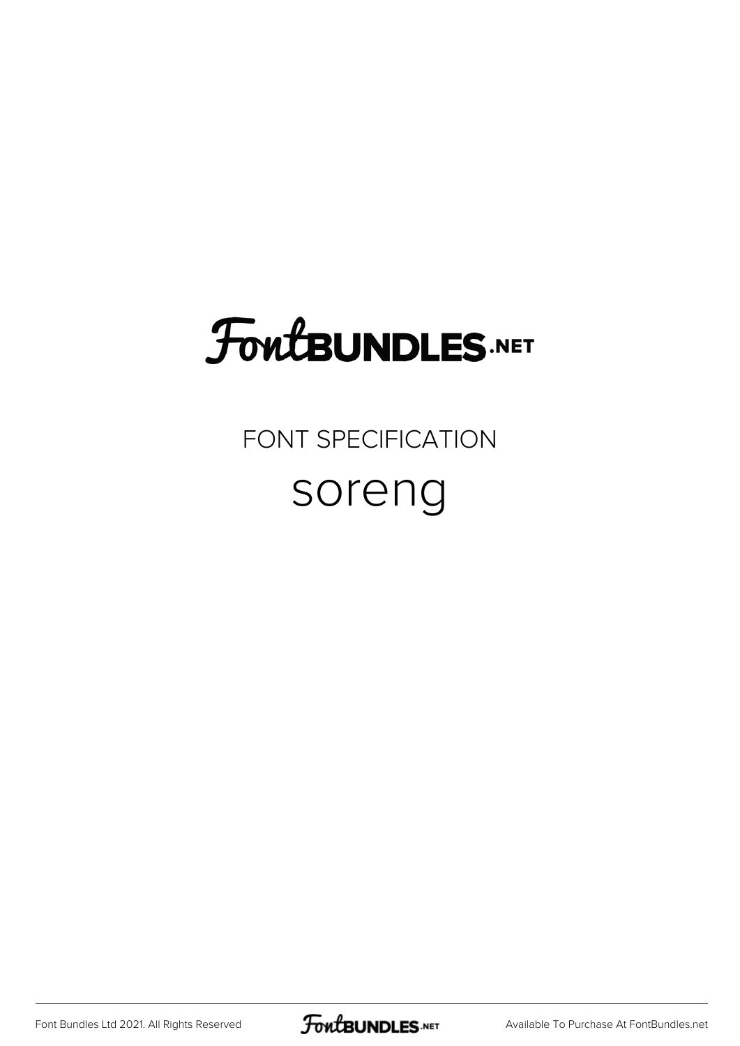FontBUNDLES.NET

FONT SPECIFICATION

# soreng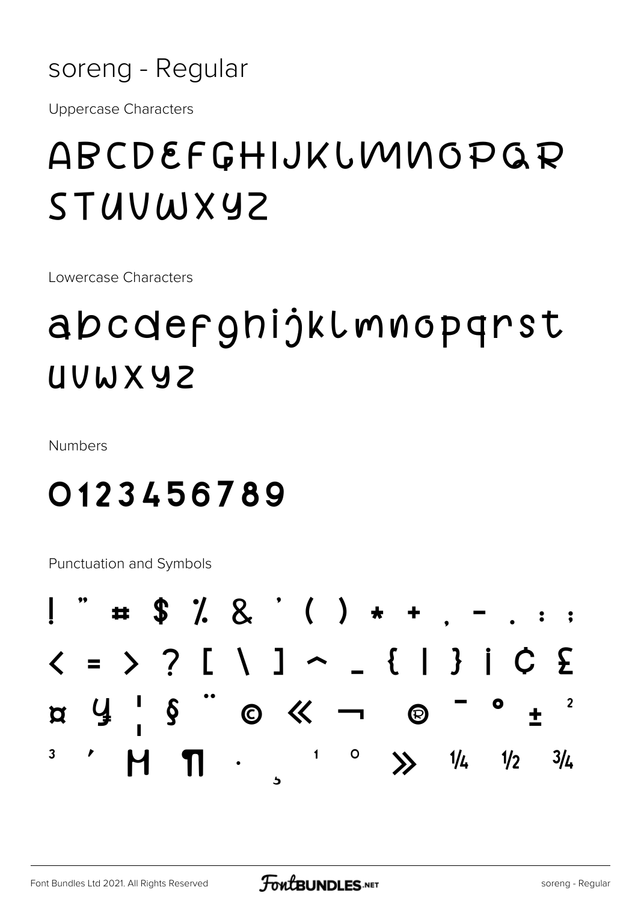# soreng - Regular

Uppercase Characters

ABCDEFGHIJKLMNOPQR STUVWXYZ

Lowercase Characters

abcdefghijklmnopqrst uvwxyz

Numbers

0123456789

Punctuation and Symbols

! " # $ % & ' ( ) * + , - . : ;

< = > ? [ \ ] ^ _ { | } ¡ ¢ £

¤ ¥ ¦ § ¨ © « ¬ ® ¯ ° ± ²

³ ´ µ ¶ · ¸ ¹ º » ¼ ½ ¾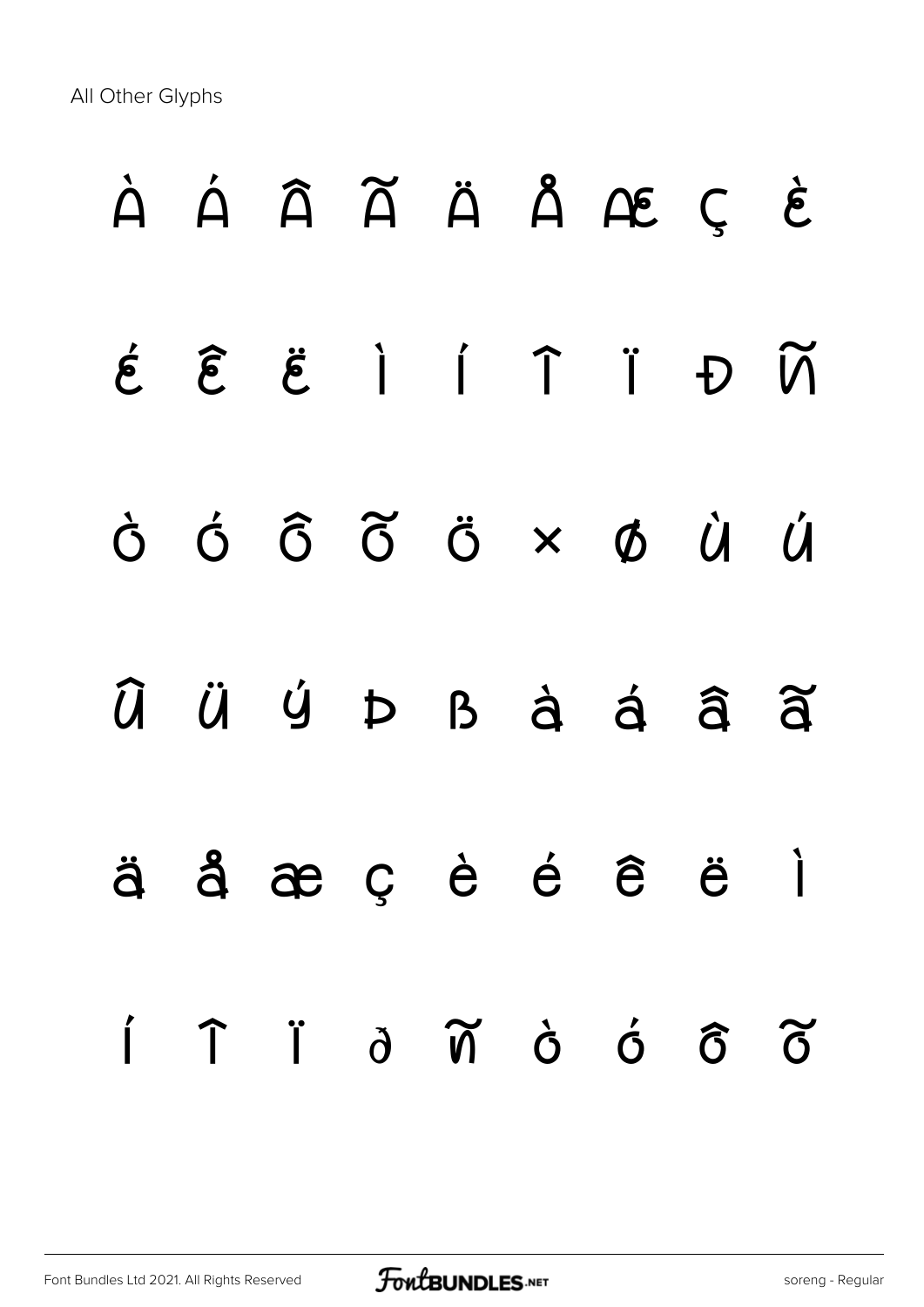All Other Glyphs

À Á Â Ã Ä Å Æ Ç È

É Ê Ë Ì Í Î Ï Đ Ñ

Ò Ó Ô Õ Ö × Ø Ù Ú

Û Ü Ý Þ ß à á â ã

ä å æ ç è é ê ë ì

í î ï ð ñ ò ó ô õ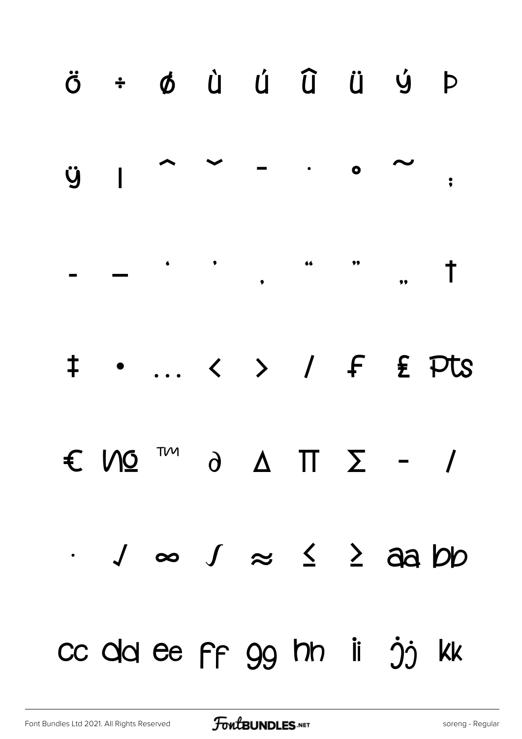ö ÷ ø ù ú û ü ý þ

ÿ ı ˆ ˘ ¯ · ˚ ˜ ;

- — ' ' , " " „ †

‡ • … ‹ › ⁄ ƒ ₤ ₧

€ № ™ ∂ ∆ ∏ ∑ − ∕

· √ ∞ ∫ ≈ ≤ ≥ aa bb

cc dd ee ff gg hh ii jj kk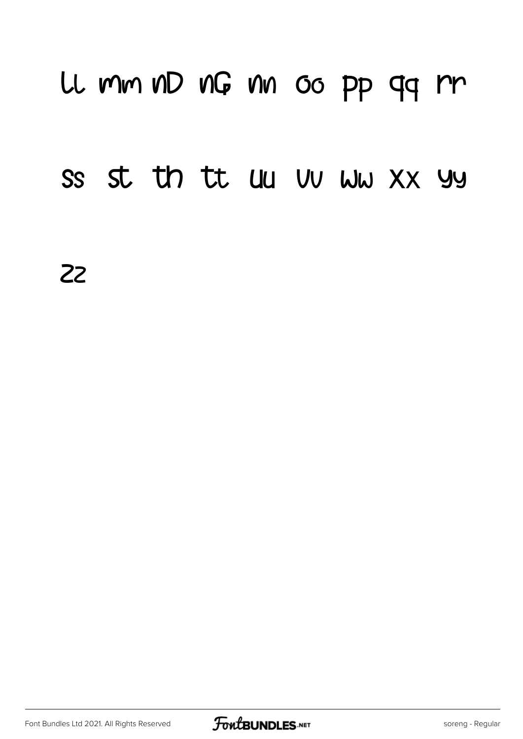Ll Mm nD nG nn Oo Pp Qq Rr

Ss St th tt Uu Vv Ww Xx Yy

Zz